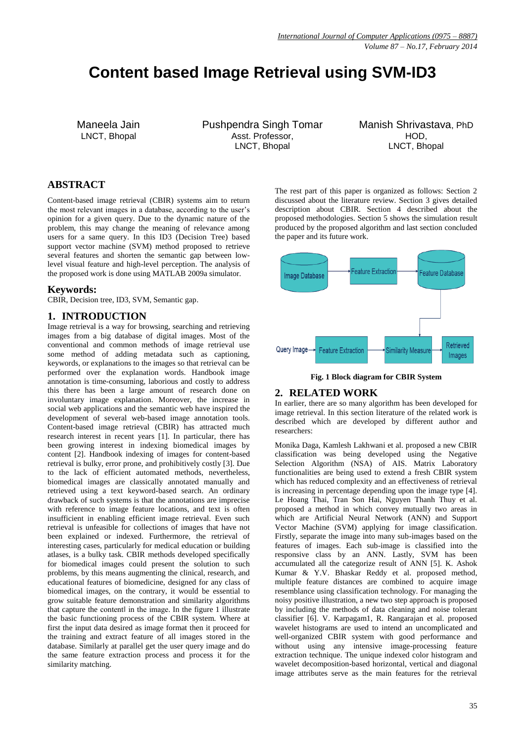# Content based Image Retrieval using SVM-ID3

Maneela Jain
LNCT, Bhopal

Pushpendra Singh Tomar
Asst. Professor,
LNCT, Bhopal

Manish Shrivastava, PhD
HOD,
LNCT, Bhopal

## ABSTRACT

Content-based image retrieval (CBIR) systems aim to return the most relevant images in a database, according to the user's opinion for a given query. Due to the dynamic nature of the problem, this may change the meaning of relevance among users for a same query. In this ID3 (Decision Tree) based support vector machine (SVM) method proposed to retrieve several features and shorten the semantic gap between low-level visual feature and high-level perception. The analysis of the proposed work is done using MATLAB 2009a simulator.

## Keywords:

CBIR, Decision tree, ID3, SVM, Semantic gap.

## 1. INTRODUCTION

Image retrieval is a way for browsing, searching and retrieving images from a big database of digital images. Most of the conventional and common methods of image retrieval use some method of adding metadata such as captioning, keywords, or explanations to the images so that retrieval can be performed over the explanation words. Handbook image annotation is time-consuming, laborious and costly to address this there has been a large amount of research done on involuntary image explanation. Moreover, the increase in social web applications and the semantic web have inspired the development of several web-based image annotation tools. Content-based image retrieval (CBIR) has attracted much research interest in recent years [1]. In particular, there has been growing interest in indexing biomedical images by content [2]. Handbook indexing of images for content-based retrieval is bulky, error prone, and prohibitively costly [3]. Due to the lack of efficient automated methods, nevertheless, biomedical images are classically annotated manually and retrieved using a text keyword-based search. An ordinary drawback of such systems is that the annotations are imprecise with reference to image feature locations, and text is often insufficient in enabling efficient image retrieval. Even such retrieval is unfeasible for collections of images that have not been explained or indexed. Furthermore, the retrieval of interesting cases, particularly for medical education or building atlases, is a bulky task. CBIR methods developed specifically for biomedical images could present the solution to such problems, by this means augmenting the clinical, research, and educational features of biomedicine, designed for any class of biomedical images, on the contrary, it would be essential to grow suitable feature demonstration and similarity algorithms that capture the content‖ in the image. In the figure 1 illustrate the basic functioning process of the CBIR system. Where at first the input data desired as image format then it proceed for the training and extract feature of all images stored in the database. Similarly at parallel get the user query image and do the same feature extraction process and process it for the similarity matching.

The rest part of this paper is organized as follows: Section 2 discussed about the literature review. Section 3 gives detailed description about CBIR. Section 4 described about the proposed methodologies. Section 5 shows the simulation result produced by the proposed algorithm and last section concluded the paper and its future work.

Image Database → Feature Extraction → Feature Database

Query Image → Feature Extraction → Similarity Measure → Retrieved Images

**Fig. 1 Block diagram for CBIR System**

## 2. RELATED WORK

In earlier, there are so many algorithm has been developed for image retrieval. In this section literature of the related work is described which are developed by different author and researchers:

Monika Daga, Kamlesh Lakhwani et al. proposed a new CBIR classification was being developed using the Negative Selection Algorithm (NSA) of AIS. Matrix Laboratory functionalities are being used to extend a fresh CBIR system which has reduced complexity and an effectiveness of retrieval is increasing in percentage depending upon the image type [4]. Le Hoang Thai, Tran Son Hai, Nguyen Thanh Thuy et al. proposed a method in which convey mutually two areas in which are Artificial Neural Network (ANN) and Support Vector Machine (SVM) applying for image classification. Firstly, separate the image into many sub-images based on the features of images. Each sub-image is classified into the responsive class by an ANN. Lastly, SVM has been accumulated all the categorize result of ANN [5]. K. Ashok Kumar & Y.V. Bhaskar Reddy et al. proposed method, multiple feature distances are combined to acquire image resemblance using classification technology. For managing the noisy positive illustration, a new two step approach is proposed by including the methods of data cleaning and noise tolerant classifier [6]. V. Karpagam1, R. Rangarajan et al. proposed wavelet histograms are used to intend an uncomplicated and well-organized CBIR system with good performance and without using any intensive image-processing feature extraction technique. The unique indexed color histogram and wavelet decomposition-based horizontal, vertical and diagonal image attributes serve as the main features for the retrieval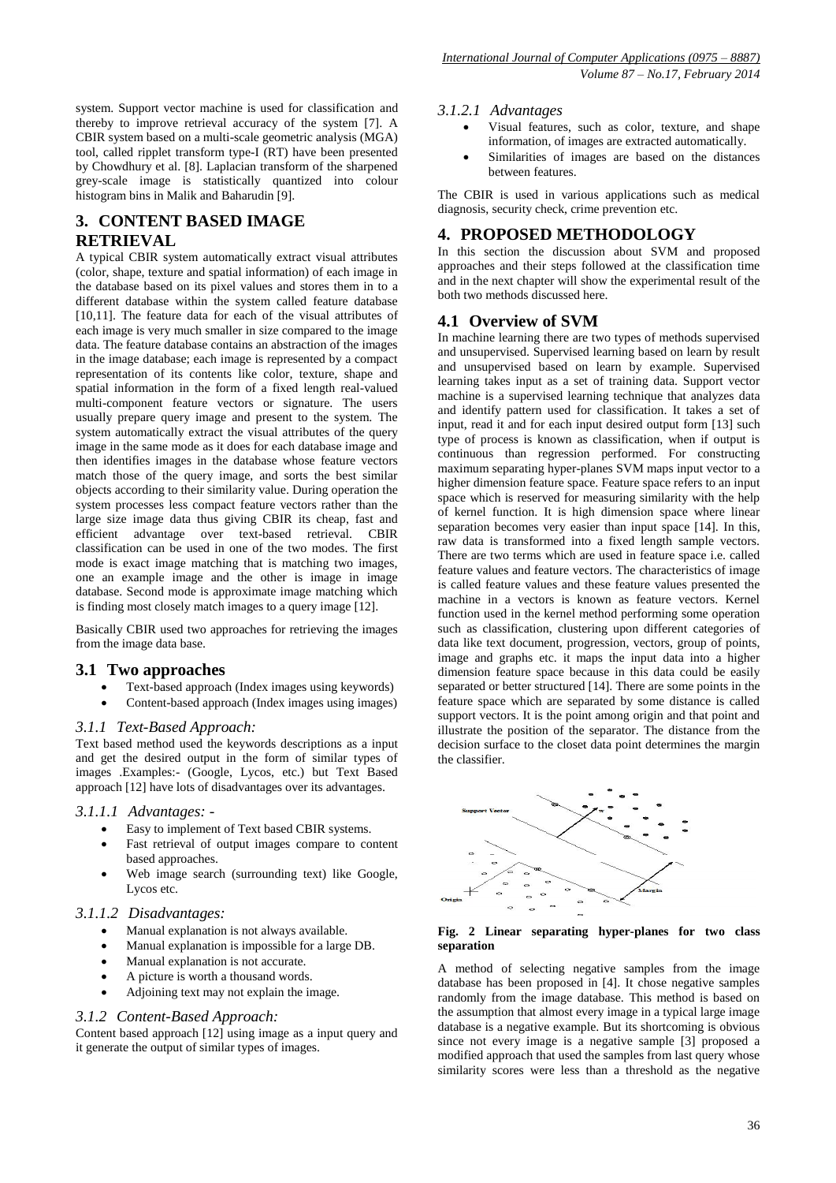system. Support vector machine is used for classification and thereby to improve retrieval accuracy of the system [7]. A CBIR system based on a multi-scale geometric analysis (MGA) tool, called ripplet transform type-I (RT) have been presented by Chowdhury et al. [8]. Laplacian transform of the sharpened grey-scale image is statistically quantized into colour histogram bins in Malik and Baharudin [9].

# 3. CONTENT BASED IMAGE RETRIEVAL

A typical CBIR system automatically extract visual attributes (color, shape, texture and spatial information) of each image in the database based on its pixel values and stores them in to a different database within the system called feature database [10,11]. The feature data for each of the visual attributes of each image is very much smaller in size compared to the image data. The feature database contains an abstraction of the images in the image database; each image is represented by a compact representation of its contents like color, texture, shape and spatial information in the form of a fixed length real-valued multi-component feature vectors or signature. The users usually prepare query image and present to the system. The system automatically extract the visual attributes of the query image in the same mode as it does for each database image and then identifies images in the database whose feature vectors match those of the query image, and sorts the best similar objects according to their similarity value. During operation the system processes less compact feature vectors rather than the large size image data thus giving CBIR its cheap, fast and efficient advantage over text-based retrieval. CBIR classification can be used in one of the two modes. The first mode is exact image matching that is matching two images, one an example image and the other is image in image database. Second mode is approximate image matching which is finding most closely match images to a query image [12].

Basically CBIR used two approaches for retrieving the images from the image data base.

## 3.1 Two approaches

- Text-based approach (Index images using keywords)
- Content-based approach (Index images using images)

### *3.1.1 Text-Based Approach:*

Text based method used the keywords descriptions as a input and get the desired output in the form of similar types of images .Examples:- (Google, Lycos, etc.) but Text Based approach [12] have lots of disadvantages over its advantages.

#### *3.1.1.1 Advantages: -*

- Easy to implement of Text based CBIR systems.
- Fast retrieval of output images compare to content based approaches.
- Web image search (surrounding text) like Google, Lycos etc.

#### *3.1.1.2 Disadvantages:*

- Manual explanation is not always available.
- Manual explanation is impossible for a large DB.
- Manual explanation is not accurate.
- A picture is worth a thousand words.
- Adjoining text may not explain the image.

### *3.1.2 Content-Based Approach:*

Content based approach [12] using image as a input query and it generate the output of similar types of images.

#### *3.1.2.1 Advantages*

- Visual features, such as color, texture, and shape information, of images are extracted automatically.
- Similarities of images are based on the distances between features.

The CBIR is used in various applications such as medical diagnosis, security check, crime prevention etc.

# 4. PROPOSED METHODOLOGY

In this section the discussion about SVM and proposed approaches and their steps followed at the classification time and in the next chapter will show the experimental result of the both two methods discussed here.

## 4.1 Overview of SVM

In machine learning there are two types of methods supervised and unsupervised. Supervised learning based on learn by result and unsupervised based on learn by example. Supervised learning takes input as a set of training data. Support vector machine is a supervised learning technique that analyzes data and identify pattern used for classification. It takes a set of input, read it and for each input desired output form [13] such type of process is known as classification, when if output is continuous than regression performed. For constructing maximum separating hyper-planes SVM maps input vector to a higher dimension feature space. Feature space refers to an input space which is reserved for measuring similarity with the help of kernel function. It is high dimension space where linear separation becomes very easier than input space [14]. In this, raw data is transformed into a fixed length sample vectors. There are two terms which are used in feature space i.e. called feature values and feature vectors. The characteristics of image is called feature values and these feature values presented the machine in a vectors is known as feature vectors. Kernel function used in the kernel method performing some operation such as classification, clustering upon different categories of data like text document, progression, vectors, group of points, image and graphs etc. it maps the input data into a higher dimension feature space because in this data could be easily separated or better structured [14]. There are some points in the feature space which are separated by some distance is called support vectors. It is the point among origin and that point and illustrate the position of the separator. The distance from the decision surface to the closet data point determines the margin the classifier.

**Fig. 2 Linear separating hyper-planes for two class separation**

A method of selecting negative samples from the image database has been proposed in [4]. It chose negative samples randomly from the image database. This method is based on the assumption that almost every image in a typical large image database is a negative example. But its shortcoming is obvious since not every image is a negative sample [3] proposed a modified approach that used the samples from last query whose similarity scores were less than a threshold as the negative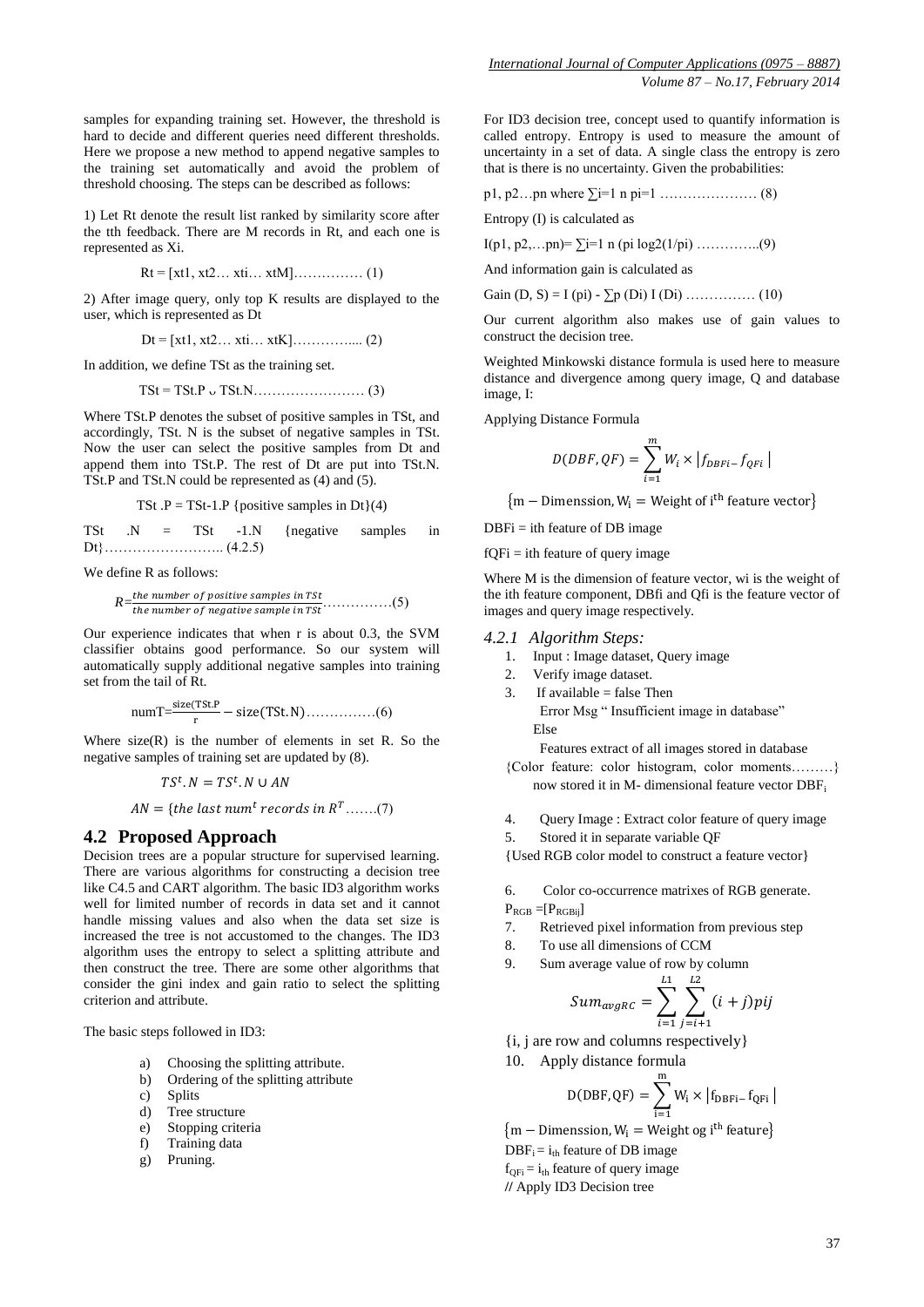samples for expanding training set. However, the threshold is hard to decide and different queries need different thresholds. Here we propose a new method to append negative samples to the training set automatically and avoid the problem of threshold choosing. The steps can be described as follows:

1) Let Rt denote the result list ranked by similarity score after the tth feedback. There are M records in Rt, and each one is represented as Xi.

Rt = [xt1, xt2… xti… xtM]…………… (1)

2) After image query, only top K results are displayed to the user, which is represented as Dt

Dt = [xt1, xt2… xti… xtK]………….... (2)

In addition, we define TSt as the training set.

TSt = TSt.P ᴗ TSt.N…………………… (3)

Where TSt.P denotes the subset of positive samples in TSt, and accordingly, TSt. N is the subset of negative samples in TSt. Now the user can select the positive samples from Dt and append them into TSt.P. The rest of Dt are put into TSt.N. TSt.P and TSt.N could be represented as (4) and (5).

TSt .P = TSt-1.P {positive samples in Dt}(4)

TSt .N = TSt -1.N {negative samples in Dt}…………………….. (4.2.5)

We define R as follows:

$R = \frac{\text{the number of positive samples in TSt}}{\text{the number of negative sample in TSt}}$……………(5)

Our experience indicates that when r is about 0.3, the SVM classifier obtains good performance. So our system will automatically supply additional negative samples into training set from the tail of Rt.

$\text{numT} = \frac{\text{size(TSt.P}}{\text{r}} - \text{size(TSt.N)}$……………(6)

Where size(R) is the number of elements in set R. So the negative samples of training set are updated by (8).

$$TS^t.N = TS^t.N \cup AN$$

$$AN = \{\text{the last } num^t \text{ records in } R^T$$ …….(7)

## 4.2 Proposed Approach

Decision trees are a popular structure for supervised learning. There are various algorithms for constructing a decision tree like C4.5 and CART algorithm. The basic ID3 algorithm works well for limited number of records in data set and it cannot handle missing values and also when the data set size is increased the tree is not accustomed to the changes. The ID3 algorithm uses the entropy to select a splitting attribute and then construct the tree. There are some other algorithms that consider the gini index and gain ratio to select the splitting criterion and attribute.

The basic steps followed in ID3:

a) Choosing the splitting attribute.
b) Ordering of the splitting attribute
c) Splits
d) Tree structure
e) Stopping criteria
f) Training data
g) Pruning.

For ID3 decision tree, concept used to quantify information is called entropy. Entropy is used to measure the amount of uncertainty in a set of data. A single class the entropy is zero that is there is no uncertainty. Given the probabilities:

p1, p2…pn where ∑i=1 n pi=1 ………………… (8)

Entropy (I) is calculated as

I(p1, p2,…pn)= ∑i=1 n (pi log2(1/pi) …………..(9)

And information gain is calculated as

Gain (D, S) = I (pi) - ∑p (Di) I (Di) …………… (10)

Our current algorithm also makes use of gain values to construct the decision tree.

Weighted Minkowski distance formula is used here to measure distance and divergence among query image, Q and database image, I:

Applying Distance Formula

$$D(DBF, QF) = \sum_{i=1}^{m} W_i \times |f_{DBFi} - f_{QFi}|$$

$$\{\text{m} - \text{Dimenssion}, \text{W}_\text{i} = \text{Weight of i}^\text{th} \text{ feature vector}\}$$

DBFi = ith feature of DB image

fQFi = ith feature of query image

Where M is the dimension of feature vector, wi is the weight of the ith feature component, DBfi and Qfi is the feature vector of images and query image respectively.

### 4.2.1 Algorithm Steps:

1. Input : Image dataset, Query image
2. Verify image dataset.
3. If available = false Then
   Error Msg " Insufficient image in database"
   Else
   Features extract of all images stored in database
   {Color feature: color histogram, color moments………} now stored it in M- dimensional feature vector $DBF_i$
4. Query Image : Extract color feature of query image
5. Stored it in separate variable QF
   {Used RGB color model to construct a feature vector}
6. Color co-occurrence matrixes of RGB generate.
   $P_{RGB} = [P_{RGBij}]$
7. Retrieved pixel information from previous step
8. To use all dimensions of CCM
9. Sum average value of row by column

$$Sum_{avgRC} = \sum_{i=1}^{L1} \sum_{j=i+1}^{L2} (i+j)pij$$

{i, j are row and columns respectively}

10. Apply distance formula

$$\text{D(DBF, QF)} = \sum_{i=1}^{m} \text{W}_i \times |\text{f}_{\text{DBFi}} - \text{f}_{\text{QFi}}|$$

$$\{\text{m} - \text{Dimenssion}, \text{W}_\text{i} = \text{Weight og i}^\text{th} \text{ feature}\}$$

$DBF_i = i_{th}$ feature of DB image

$f_{QFi} = i_{th}$ feature of query image

// Apply ID3 Decision tree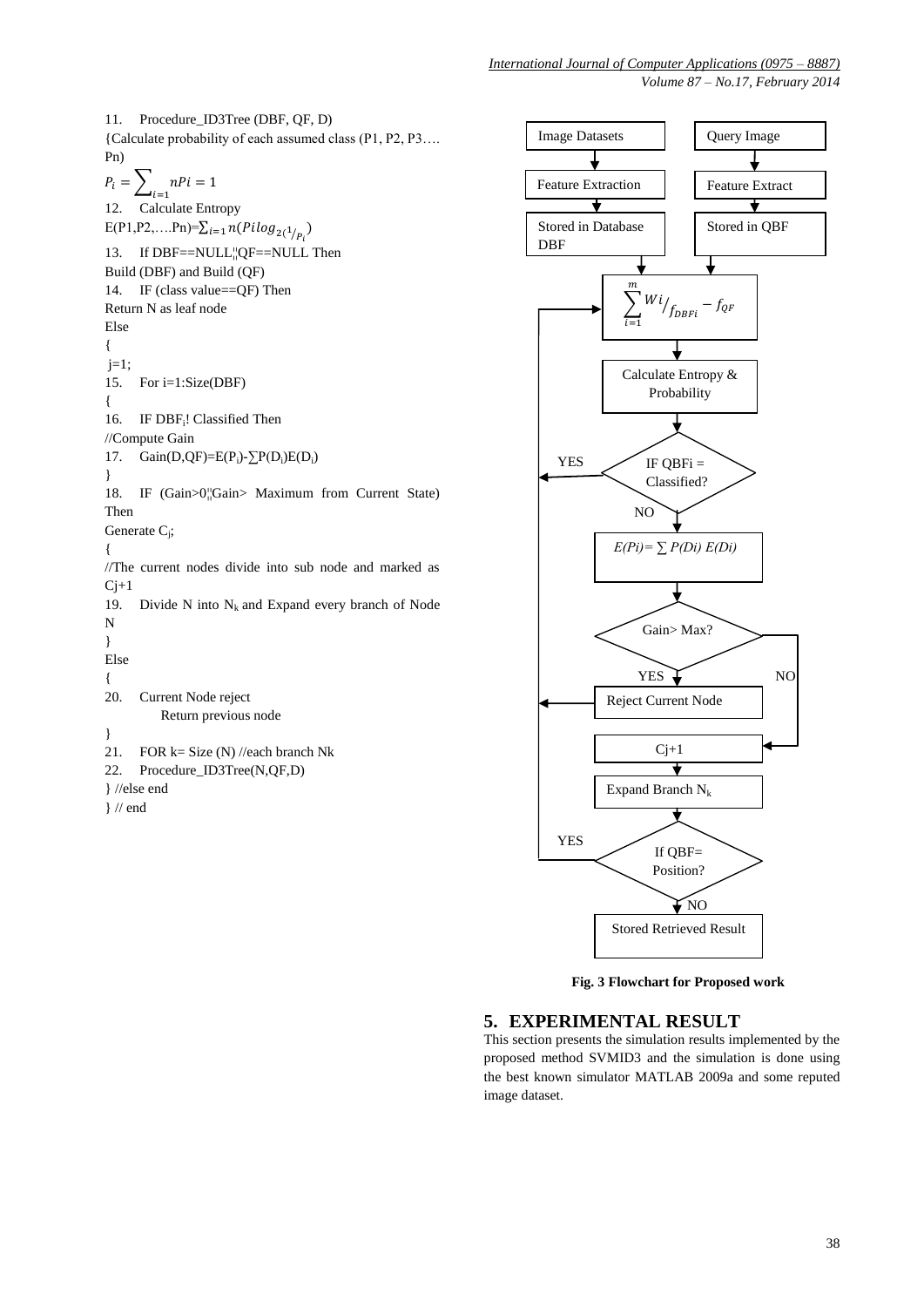11. Procedure_ID3Tree (DBF, QF, D)

{Calculate probability of each assumed class (P1, P2, P3…. Pn)

$$P_i = \sum_{i=1} nPi = 1$$

12. Calculate Entropy

E(P1,P2,….Pn)= $\sum_{i=1} n(Pilog_{2}(1/_{P_i})$

13. If DBF==NULL||QF==NULL Then

Build (DBF) and Build (QF)

14. IF (class value==QF) Then

Return N as leaf node

Else

{

j=1;

15. For i=1:Size(DBF)

{

16. IF $DBF_i$! Classified Then

//Compute Gain

17. Gain(D,QF)=E($P_i$)-∑P($D_i$)E($D_i$)

}

18. IF (Gain>0||Gain> Maximum from Current State) Then

Generate $C_j$;

{

//The current nodes divide into sub node and marked as Cj+1

19. Divide N into $N_k$ and Expand every branch of Node N

}

Else

{

20. Current Node reject

Return previous node

}

21. FOR k= Size (N) //each branch Nk

22. Procedure_ID3Tree(N,QF,D)

} //else end

} // end

Image Datasets → Feature Extraction → Stored in Database DBF

Query Image → Feature Extract → Stored in QBF

$$\sum_{i=1}^{m} Wi/_{f_{DBFi}} - f_{QF}$$

Calculate Entropy & Probability

IF QBFi = Classified? (YES / NO)

*E(Pi)= ∑ P(Di) E(Di)*

Gain> Max? (YES / NO)

Reject Current Node

Cj+1

Expand Branch $N_k$

If QBF= Position? (YES / NO)

Stored Retrieved Result

**Fig. 3 Flowchart for Proposed work**

## 5. EXPERIMENTAL RESULT

This section presents the simulation results implemented by the proposed method SVMID3 and the simulation is done using the best known simulator MATLAB 2009a and some reputed image dataset.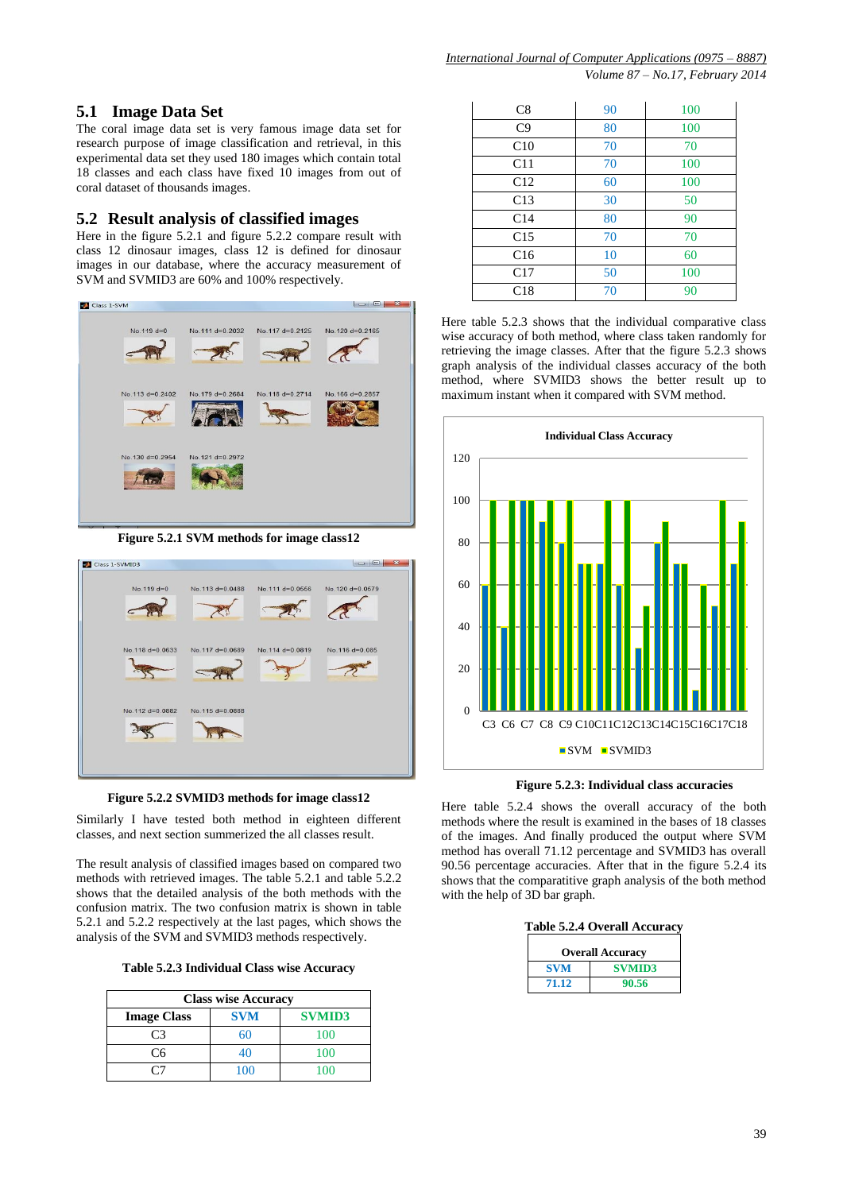## 5.1 Image Data Set

The coral image data set is very famous image data set for research purpose of image classification and retrieval, in this experimental data set they used 180 images which contain total 18 classes and each class have fixed 10 images from out of coral dataset of thousands images.

## 5.2 Result analysis of classified images

Here in the figure 5.2.1 and figure 5.2.2 compare result with class 12 dinosaur images, class 12 is defined for dinosaur images in our database, where the accuracy measurement of SVM and SVMID3 are 60% and 100% respectively.

**Figure 5.2.1 SVM methods for image class12**

**Figure 5.2.2 SVMID3 methods for image class12**

Similarly I have tested both method in eighteen different classes, and next section summerized the all classes result.

The result analysis of classified images based on compared two methods with retrieved images. The table 5.2.1 and table 5.2.2 shows that the detailed analysis of the both methods with the confusion matrix. The two confusion matrix is shown in table 5.2.1 and 5.2.2 respectively at the last pages, which shows the analysis of the SVM and SVMID3 methods respectively.

**Table 5.2.3 Individual Class wise Accuracy**

| Class wise Accuracy | | |
|---|---|---|
| **Image Class** | **SVM** | **SVMID3** |
| C3 | 60 | 100 |
| C6 | 40 | 100 |
| C7 | 100 | 100 |
| C8 | 90 | 100 |
| C9 | 80 | 100 |
| C10 | 70 | 70 |
| C11 | 70 | 100 |
| C12 | 60 | 100 |
| C13 | 30 | 50 |
| C14 | 80 | 90 |
| C15 | 70 | 70 |
| C16 | 10 | 60 |
| C17 | 50 | 100 |
| C18 | 70 | 90 |

Here table 5.2.3 shows that the individual comparative class wise accuracy of both method, where class taken randomly for retrieving the image classes. After that the figure 5.2.3 shows graph analysis of the individual classes accuracy of the both method, where SVMID3 shows the better result up to maximum instant when it compared with SVM method.

**Figure 5.2.3: Individual class accuracies**

Here table 5.2.4 shows the overall accuracy of the both methods where the result is examined in the bases of 18 classes of the images. And finally produced the output where SVM method has overall 71.12 percentage and SVMID3 has overall 90.56 percentage accuracies. After that in the figure 5.2.4 its shows that the comparatitive graph analysis of the both method with the help of 3D bar graph.

**Table 5.2.4 Overall Accuracy**

| Overall Accuracy | |
|---|---|
| **SVM** | **SVMID3** |
| **71.12** | **90.56** |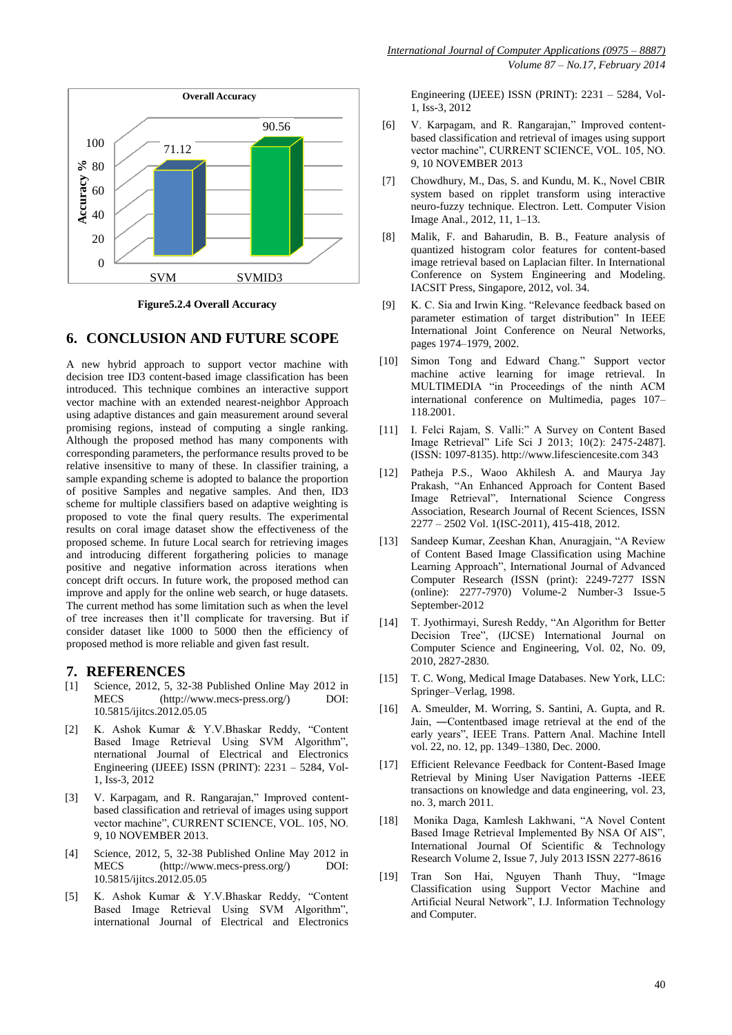Overall Accuracy

| | SVM | SVMID3 |
|---|---|---|
| Accuracy % | 71.12 | 90.56 |

**Figure5.2.4 Overall Accuracy**

## 6. CONCLUSION AND FUTURE SCOPE

A new hybrid approach to support vector machine with decision tree ID3 content-based image classification has been introduced. This technique combines an interactive support vector machine with an extended nearest-neighbor Approach using adaptive distances and gain measurement around several promising regions, instead of computing a single ranking. Although the proposed method has many components with corresponding parameters, the performance results proved to be relative insensitive to many of these. In classifier training, a sample expanding scheme is adopted to balance the proportion of positive Samples and negative samples. And then, ID3 scheme for multiple classifiers based on adaptive weighting is proposed to vote the final query results. The experimental results on coral image dataset show the effectiveness of the proposed scheme. In future Local search for retrieving images and introducing different forgathering policies to manage positive and negative information across iterations when concept drift occurs. In future work, the proposed method can improve and apply for the online web search, or huge datasets. The current method has some limitation such as when the level of tree increases then it'll complicate for traversing. But if consider dataset like 1000 to 5000 then the efficiency of proposed method is more reliable and given fast result.

## 7. REFERENCES

[1] Science, 2012, 5, 32-38 Published Online May 2012 in MECS (http://www.mecs-press.org/) DOI: 10.5815/ijitcs.2012.05.05

[2] K. Ashok Kumar & Y.V.Bhaskar Reddy, "Content Based Image Retrieval Using SVM Algorithm", nternational Journal of Electrical and Electronics Engineering (IJEEE) ISSN (PRINT): 2231 – 5284, Vol-1, Iss-3, 2012

[3] V. Karpagam, and R. Rangarajan," Improved content-based classification and retrieval of images using support vector machine", CURRENT SCIENCE, VOL. 105, NO. 9, 10 NOVEMBER 2013.

[4] Science, 2012, 5, 32-38 Published Online May 2012 in MECS (http://www.mecs-press.org/) DOI: 10.5815/ijitcs.2012.05.05

[5] K. Ashok Kumar & Y.V.Bhaskar Reddy, "Content Based Image Retrieval Using SVM Algorithm", international Journal of Electrical and Electronics Engineering (IJEEE) ISSN (PRINT): 2231 – 5284, Vol-1, Iss-3, 2012

[6] V. Karpagam, and R. Rangarajan," Improved content-based classification and retrieval of images using support vector machine", CURRENT SCIENCE, VOL. 105, NO. 9, 10 NOVEMBER 2013

[7] Chowdhury, M., Das, S. and Kundu, M. K., Novel CBIR system based on ripplet transform using interactive neuro-fuzzy technique. Electron. Lett. Computer Vision Image Anal., 2012, 11, 1–13.

[8] Malik, F. and Baharudin, B. B., Feature analysis of quantized histogram color features for content-based image retrieval based on Laplacian filter. In International Conference on System Engineering and Modeling. IACSIT Press, Singapore, 2012, vol. 34.

[9] K. C. Sia and Irwin King. "Relevance feedback based on parameter estimation of target distribution" In IEEE International Joint Conference on Neural Networks, pages 1974–1979, 2002.

[10] Simon Tong and Edward Chang." Support vector machine active learning for image retrieval. In MULTIMEDIA "in Proceedings of the ninth ACM international conference on Multimedia, pages 107–118.2001.

[11] I. Felci Rajam, S. Valli:" A Survey on Content Based Image Retrieval" Life Sci J 2013; 10(2): 2475-2487]. (ISSN: 1097-8135). http://www.lifesciencesite.com 343

[12] Patheja P.S., Waoo Akhilesh A. and Maurya Jay Prakash, "An Enhanced Approach for Content Based Image Retrieval", International Science Congress Association, Research Journal of Recent Sciences, ISSN 2277 – 2502 Vol. 1(ISC-2011), 415-418, 2012.

[13] Sandeep Kumar, Zeeshan Khan, Anuragjain, "A Review of Content Based Image Classification using Machine Learning Approach", International Journal of Advanced Computer Research (ISSN (print): 2249-7277 ISSN (online): 2277-7970) Volume-2 Number-3 Issue-5 September-2012

[14] T. Jyothirmayi, Suresh Reddy, "An Algorithm for Better Decision Tree", (IJCSE) International Journal on Computer Science and Engineering, Vol. 02, No. 09, 2010, 2827-2830.

[15] T. C. Wong, Medical Image Databases. New York, LLC: Springer–Verlag, 1998.

[16] A. Smeulder, M. Worring, S. Santini, A. Gupta, and R. Jain, ―Contentbased image retrieval at the end of the early years", IEEE Trans. Pattern Anal. Machine Intell vol. 22, no. 12, pp. 1349–1380, Dec. 2000.

[17] Efficient Relevance Feedback for Content-Based Image Retrieval by Mining User Navigation Patterns -IEEE transactions on knowledge and data engineering, vol. 23, no. 3, march 2011.

[18] Monika Daga, Kamlesh Lakhwani, "A Novel Content Based Image Retrieval Implemented By NSA Of AIS", International Journal Of Scientific & Technology Research Volume 2, Issue 7, July 2013 ISSN 2277-8616

[19] Tran Son Hai, Nguyen Thanh Thuy, "Image Classification using Support Vector Machine and Artificial Neural Network", I.J. Information Technology and Computer.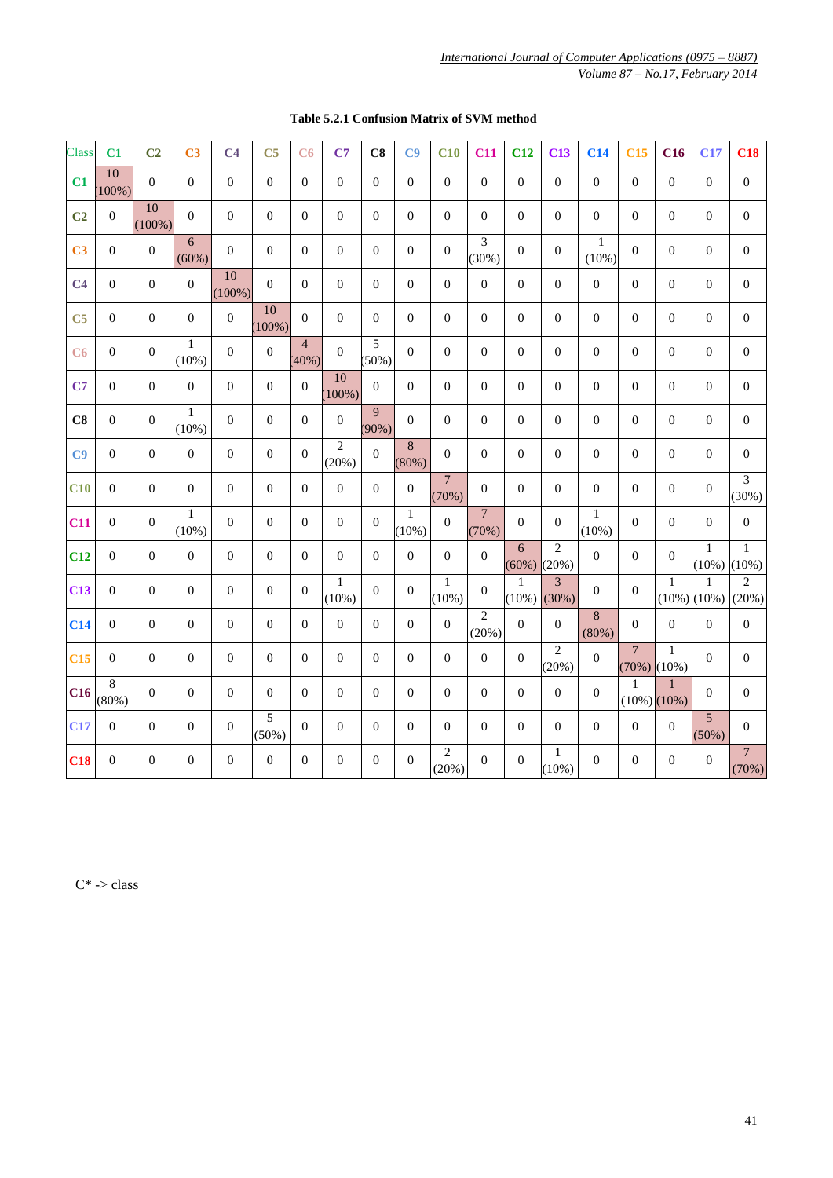**Table 5.2.1 Confusion Matrix of SVM method**

| Class | C1 | C2 | C3 | C4 | C5 | C6 | C7 | C8 | C9 | C10 | C11 | C12 | C13 | C14 | C15 | C16 | C17 | C18 |
|---|---|---|---|---|---|---|---|---|---|---|---|---|---|---|---|---|---|---|
| C1 | 10 (100%) | 0 | 0 | 0 | 0 | 0 | 0 | 0 | 0 | 0 | 0 | 0 | 0 | 0 | 0 | 0 | 0 | 0 |
| C2 | 0 | 10 (100%) | 0 | 0 | 0 | 0 | 0 | 0 | 0 | 0 | 0 | 0 | 0 | 0 | 0 | 0 | 0 | 0 |
| C3 | 0 | 0 | 6 (60%) | 0 | 0 | 0 | 0 | 0 | 0 | 0 | 3 (30%) | 0 | 0 | 1 (10%) | 0 | 0 | 0 | 0 |
| C4 | 0 | 0 | 0 | 10 (100%) | 0 | 0 | 0 | 0 | 0 | 0 | 0 | 0 | 0 | 0 | 0 | 0 | 0 | 0 |
| C5 | 0 | 0 | 0 | 0 | 10 (100%) | 0 | 0 | 0 | 0 | 0 | 0 | 0 | 0 | 0 | 0 | 0 | 0 | 0 |
| C6 | 0 | 0 | 1 (10%) | 0 | 0 | 4 (40%) | 0 | 5 (50%) | 0 | 0 | 0 | 0 | 0 | 0 | 0 | 0 | 0 | 0 |
| C7 | 0 | 0 | 0 | 0 | 0 | 0 | 10 (100%) | 0 | 0 | 0 | 0 | 0 | 0 | 0 | 0 | 0 | 0 | 0 |
| C8 | 0 | 0 | 1 (10%) | 0 | 0 | 0 | 0 | 9 (90%) | 0 | 0 | 0 | 0 | 0 | 0 | 0 | 0 | 0 | 0 |
| C9 | 0 | 0 | 0 | 0 | 0 | 0 | 2 (20%) | 0 | 8 (80%) | 0 | 0 | 0 | 0 | 0 | 0 | 0 | 0 | 0 |
| C10 | 0 | 0 | 0 | 0 | 0 | 0 | 0 | 0 | 0 | 7 (70%) | 0 | 0 | 0 | 0 | 0 | 0 | 0 | 3 (30%) |
| C11 | 0 | 0 | 1 (10%) | 0 | 0 | 0 | 0 | 0 | 1 (10%) | 0 | 7 (70%) | 0 | 0 | 1 (10%) | 0 | 0 | 0 | 0 |
| C12 | 0 | 0 | 0 | 0 | 0 | 0 | 0 | 0 | 0 | 0 | 0 | 6 (60%) | 2 (20%) | 0 | 0 | 0 | 1 (10%) | 1 (10%) |
| C13 | 0 | 0 | 0 | 0 | 0 | 0 | 1 (10%) | 0 | 0 | 1 (10%) | 0 | 1 (10%) | 3 (30%) | 0 | 0 | 1 (10%) | 1 (10%) | 2 (20%) |
| C14 | 0 | 0 | 0 | 0 | 0 | 0 | 0 | 0 | 0 | 0 | 2 (20%) | 0 | 0 | 8 (80%) | 0 | 0 | 0 | 0 |
| C15 | 0 | 0 | 0 | 0 | 0 | 0 | 0 | 0 | 0 | 0 | 0 | 0 | 2 (20%) | 0 | 7 (70%) | 1 (10%) | 0 | 0 |
| C16 | 8 (80%) | 0 | 0 | 0 | 0 | 0 | 0 | 0 | 0 | 0 | 0 | 0 | 0 | 0 | 1 (10%) | 1 (10%) | 0 | 0 |
| C17 | 0 | 0 | 0 | 0 | 5 (50%) | 0 | 0 | 0 | 0 | 0 | 0 | 0 | 0 | 0 | 0 | 0 | 5 (50%) | 0 |
| C18 | 0 | 0 | 0 | 0 | 0 | 0 | 0 | 0 | 0 | 2 (20%) | 0 | 0 | 1 (10%) | 0 | 0 | 0 | 0 | 7 (70%) |

C* -> class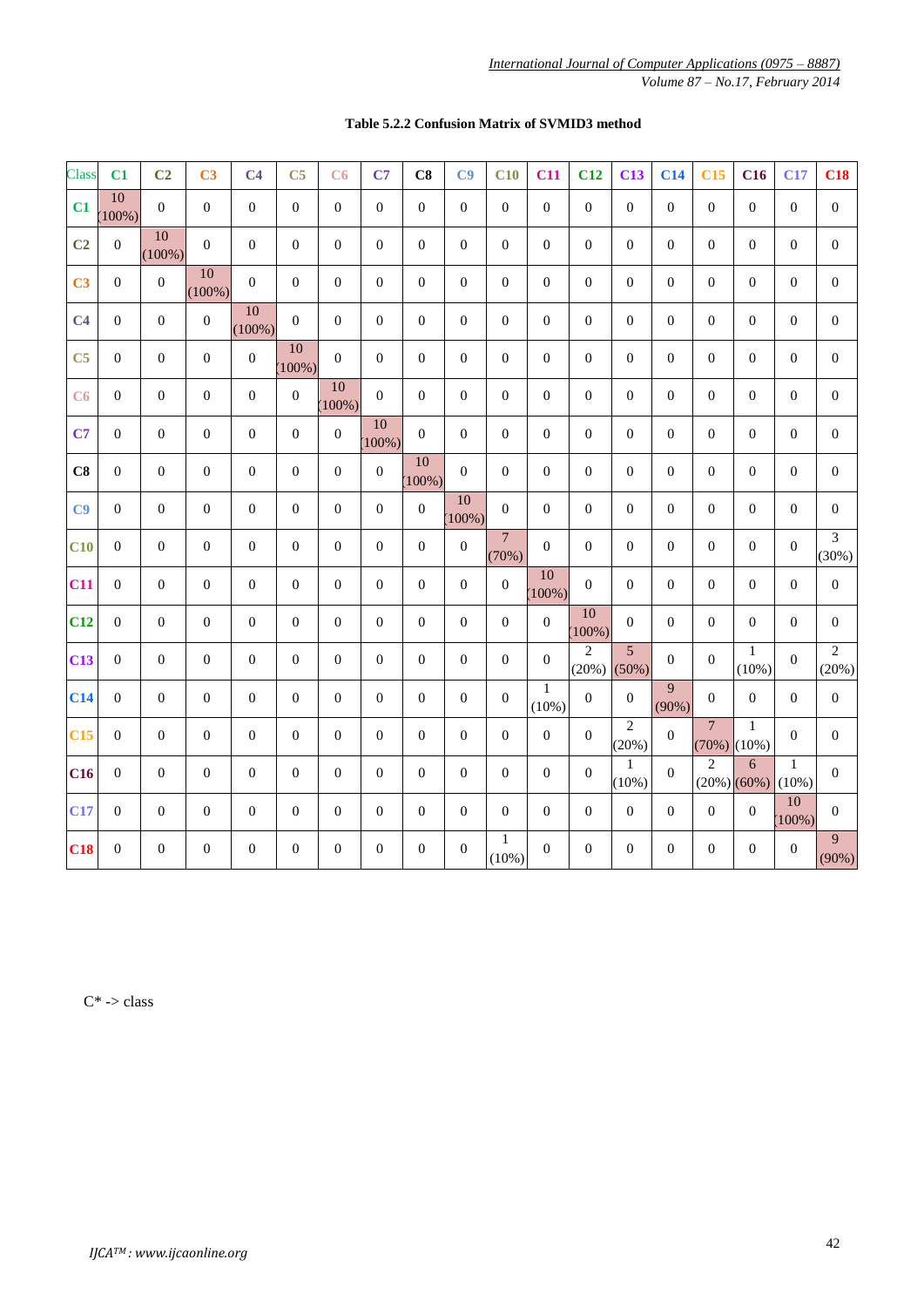**Table 5.2.2 Confusion Matrix of SVMID3 method**

| Class | C1 | C2 | C3 | C4 | C5 | C6 | C7 | C8 | C9 | C10 | C11 | C12 | C13 | C14 | C15 | C16 | C17 | C18 |
|---|---|---|---|---|---|---|---|---|---|---|---|---|---|---|---|---|---|---|
| C1 | 10 (100%) | 0 | 0 | 0 | 0 | 0 | 0 | 0 | 0 | 0 | 0 | 0 | 0 | 0 | 0 | 0 | 0 | 0 |
| C2 | 0 | 10 (100%) | 0 | 0 | 0 | 0 | 0 | 0 | 0 | 0 | 0 | 0 | 0 | 0 | 0 | 0 | 0 | 0 |
| C3 | 0 | 0 | 10 (100%) | 0 | 0 | 0 | 0 | 0 | 0 | 0 | 0 | 0 | 0 | 0 | 0 | 0 | 0 | 0 |
| C4 | 0 | 0 | 0 | 10 (100%) | 0 | 0 | 0 | 0 | 0 | 0 | 0 | 0 | 0 | 0 | 0 | 0 | 0 | 0 |
| C5 | 0 | 0 | 0 | 0 | 10 (100%) | 0 | 0 | 0 | 0 | 0 | 0 | 0 | 0 | 0 | 0 | 0 | 0 | 0 |
| C6 | 0 | 0 | 0 | 0 | 0 | 10 (100%) | 0 | 0 | 0 | 0 | 0 | 0 | 0 | 0 | 0 | 0 | 0 | 0 |
| C7 | 0 | 0 | 0 | 0 | 0 | 0 | 10 (100%) | 0 | 0 | 0 | 0 | 0 | 0 | 0 | 0 | 0 | 0 | 0 |
| C8 | 0 | 0 | 0 | 0 | 0 | 0 | 0 | 10 (100%) | 0 | 0 | 0 | 0 | 0 | 0 | 0 | 0 | 0 | 0 |
| C9 | 0 | 0 | 0 | 0 | 0 | 0 | 0 | 0 | 10 (100%) | 0 | 0 | 0 | 0 | 0 | 0 | 0 | 0 | 0 |
| C10 | 0 | 0 | 0 | 0 | 0 | 0 | 0 | 0 | 0 | 7 (70%) | 0 | 0 | 0 | 0 | 0 | 0 | 0 | 3 (30%) |
| C11 | 0 | 0 | 0 | 0 | 0 | 0 | 0 | 0 | 0 | 0 | 10 (100%) | 0 | 0 | 0 | 0 | 0 | 0 | 0 |
| C12 | 0 | 0 | 0 | 0 | 0 | 0 | 0 | 0 | 0 | 0 | 0 | 10 (100%) | 0 | 0 | 0 | 0 | 0 | 0 |
| C13 | 0 | 0 | 0 | 0 | 0 | 0 | 0 | 0 | 0 | 0 | 0 | 2 (20%) | 5 (50%) | 0 | 0 | 1 (10%) | 0 | 2 (20%) |
| C14 | 0 | 0 | 0 | 0 | 0 | 0 | 0 | 0 | 0 | 0 | 1 (10%) | 0 | 0 | 9 (90%) | 0 | 0 | 0 | 0 |
| C15 | 0 | 0 | 0 | 0 | 0 | 0 | 0 | 0 | 0 | 0 | 0 | 0 | 2 (20%) | 0 | 7 (70%) | 1 (10%) | 0 | 0 |
| C16 | 0 | 0 | 0 | 0 | 0 | 0 | 0 | 0 | 0 | 0 | 0 | 0 | 1 (10%) | 0 | 2 (20%) | 6 (60%) | 1 (10%) | 0 |
| C17 | 0 | 0 | 0 | 0 | 0 | 0 | 0 | 0 | 0 | 0 | 0 | 0 | 0 | 0 | 0 | 0 | 10 (100%) | 0 |
| C18 | 0 | 0 | 0 | 0 | 0 | 0 | 0 | 0 | 0 | 1 (10%) | 0 | 0 | 0 | 0 | 0 | 0 | 0 | 9 (90%) |

C* -> class